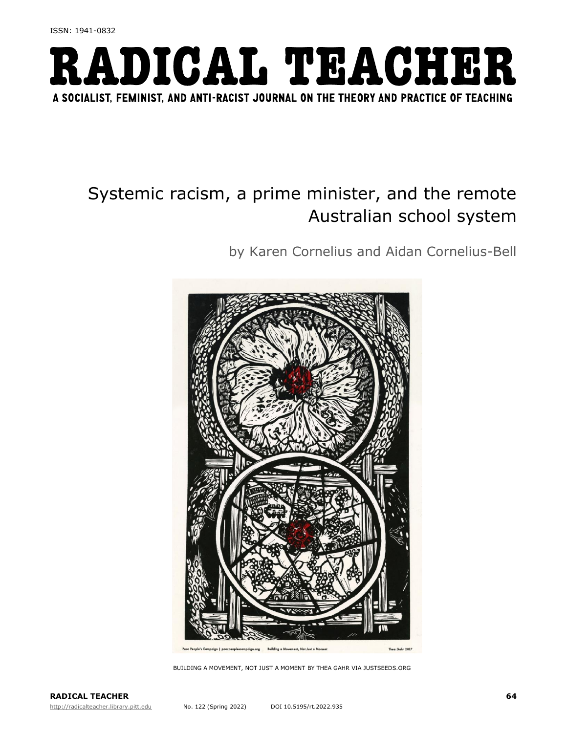ISSN: 1941-0832

# RADICAL TEACHER

**A SOCIALIST, FEMINIST, AND ANTI-RACIST JOURNAL ON THE THEORY AND PRACTICE OF TEACHING**

# Systemic racism, a prime minister, and the remote Australian school system

by Karen Cornelius and Aidan Cornelius-Bell

BUILDING A MOVEMENT, NOT JUST A MOMENT BY THEA GAHR VIA JUSTSEEDS.ORG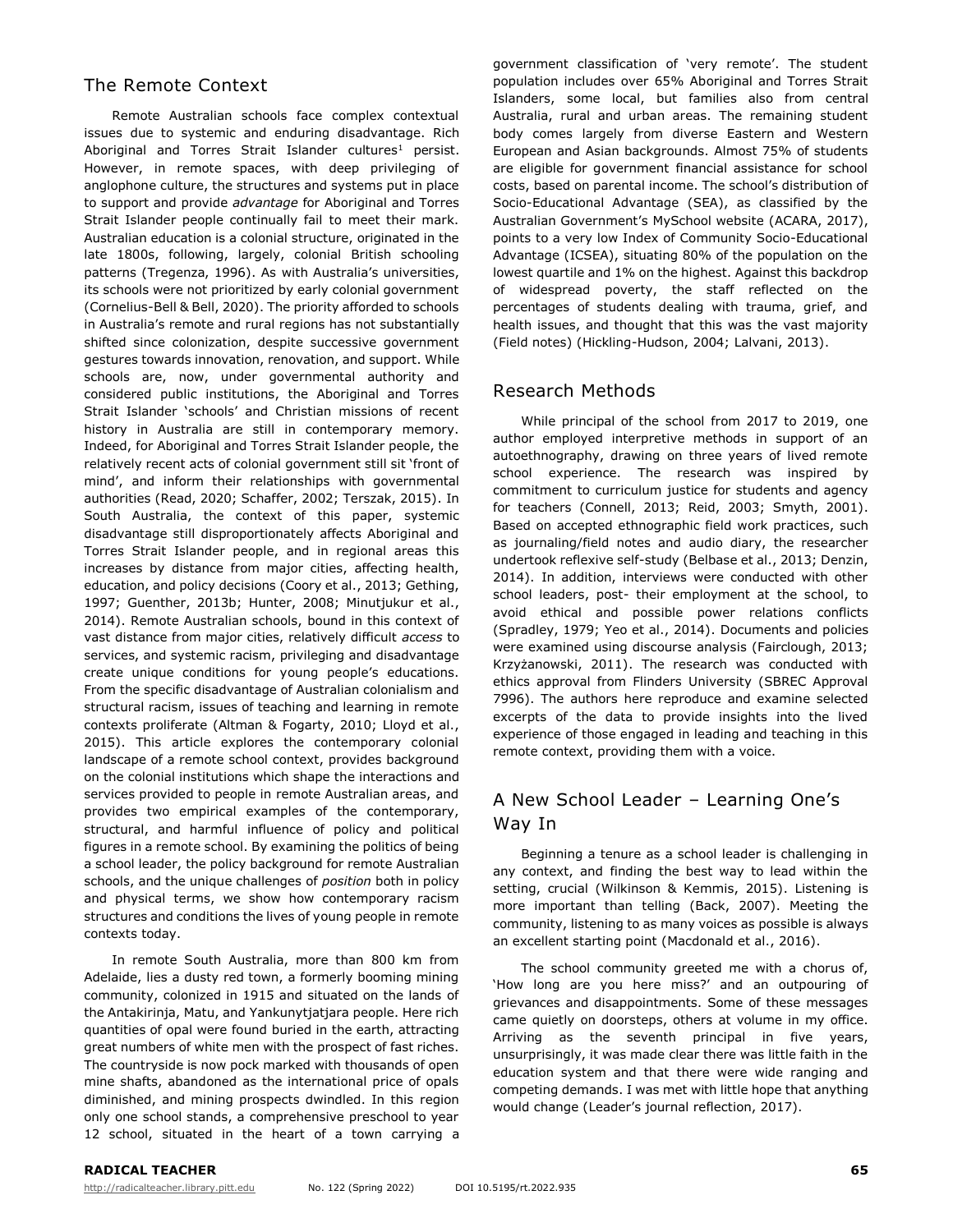## The Remote Context

Remote Australian schools face complex contextual issues due to systemic and enduring disadvantage. Rich Aboriginal and Torres Strait Islander cultures[1] persist. However, in remote spaces, with deep privileging of anglophone culture, the structures and systems put in place to support and provide *advantage* for Aboriginal and Torres Strait Islander people continually fail to meet their mark. Australian education is a colonial structure, originated in the late 1800s, following, largely, colonial British schooling patterns (Tregenza, 1996). As with Australia's universities, its schools were not prioritized by early colonial government (Cornelius-Bell & Bell, 2020). The priority afforded to schools in Australia's remote and rural regions has not substantially shifted since colonization, despite successive government gestures towards innovation, renovation, and support. While schools are, now, under governmental authority and considered public institutions, the Aboriginal and Torres Strait Islander 'schools' and Christian missions of recent history in Australia are still in contemporary memory. Indeed, for Aboriginal and Torres Strait Islander people, the relatively recent acts of colonial government still sit 'front of mind', and inform their relationships with governmental authorities (Read, 2020; Schaffer, 2002; Terszak, 2015). In South Australia, the context of this paper, systemic disadvantage still disproportionately affects Aboriginal and Torres Strait Islander people, and in regional areas this increases by distance from major cities, affecting health, education, and policy decisions (Coory et al., 2013; Gething, 1997; Guenther, 2013b; Hunter, 2008; Minutjukur et al., 2014). Remote Australian schools, bound in this context of vast distance from major cities, relatively difficult *access* to services, and systemic racism, privileging and disadvantage create unique conditions for young people's educations. From the specific disadvantage of Australian colonialism and structural racism, issues of teaching and learning in remote contexts proliferate (Altman & Fogarty, 2010; Lloyd et al., 2015). This article explores the contemporary colonial landscape of a remote school context, provides background on the colonial institutions which shape the interactions and services provided to people in remote Australian areas, and provides two empirical examples of the contemporary, structural, and harmful influence of policy and political figures in a remote school. By examining the politics of being a school leader, the policy background for remote Australian schools, and the unique challenges of *position* both in policy and physical terms, we show how contemporary racism structures and conditions the lives of young people in remote contexts today.

In remote South Australia, more than 800 km from Adelaide, lies a dusty red town, a formerly booming mining community, colonized in 1915 and situated on the lands of the Antakirinja, Matu, and Yankunytjatjara people. Here rich quantities of opal were found buried in the earth, attracting great numbers of white men with the prospect of fast riches. The countryside is now pock marked with thousands of open mine shafts, abandoned as the international price of opals diminished, and mining prospects dwindled. In this region only one school stands, a comprehensive preschool to year 12 school, situated in the heart of a town carrying a government classification of 'very remote'. The student population includes over 65% Aboriginal and Torres Strait Islanders, some local, but families also from central Australia, rural and urban areas. The remaining student body comes largely from diverse Eastern and Western European and Asian backgrounds. Almost 75% of students are eligible for government financial assistance for school costs, based on parental income. The school's distribution of Socio-Educational Advantage (SEA), as classified by the Australian Government's MySchool website (ACARA, 2017), points to a very low Index of Community Socio-Educational Advantage (ICSEA), situating 80% of the population on the lowest quartile and 1% on the highest. Against this backdrop of widespread poverty, the staff reflected on the percentages of students dealing with trauma, grief, and health issues, and thought that this was the vast majority (Field notes) (Hickling-Hudson, 2004; Lalvani, 2013).

## Research Methods

While principal of the school from 2017 to 2019, one author employed interpretive methods in support of an autoethnography, drawing on three years of lived remote school experience. The research was inspired by commitment to curriculum justice for students and agency for teachers (Connell, 2013; Reid, 2003; Smyth, 2001). Based on accepted ethnographic field work practices, such as journaling/field notes and audio diary, the researcher undertook reflexive self-study (Belbase et al., 2013; Denzin, 2014). In addition, interviews were conducted with other school leaders, post- their employment at the school, to avoid ethical and possible power relations conflicts (Spradley, 1979; Yeo et al., 2014). Documents and policies were examined using discourse analysis (Fairclough, 2013; Krzyżanowski, 2011). The research was conducted with ethics approval from Flinders University (SBREC Approval 7996). The authors here reproduce and examine selected excerpts of the data to provide insights into the lived experience of those engaged in leading and teaching in this remote context, providing them with a voice.

## A New School Leader – Learning One's Way In

Beginning a tenure as a school leader is challenging in any context, and finding the best way to lead within the setting, crucial (Wilkinson & Kemmis, 2015). Listening is more important than telling (Back, 2007). Meeting the community, listening to as many voices as possible is always an excellent starting point (Macdonald et al., 2016).

The school community greeted me with a chorus of, 'How long are you here miss?' and an outpouring of grievances and disappointments. Some of these messages came quietly on doorsteps, others at volume in my office. Arriving as the seventh principal in five years, unsurprisingly, it was made clear there was little faith in the education system and that there were wide ranging and competing demands. I was met with little hope that anything would change (Leader's journal reflection, 2017).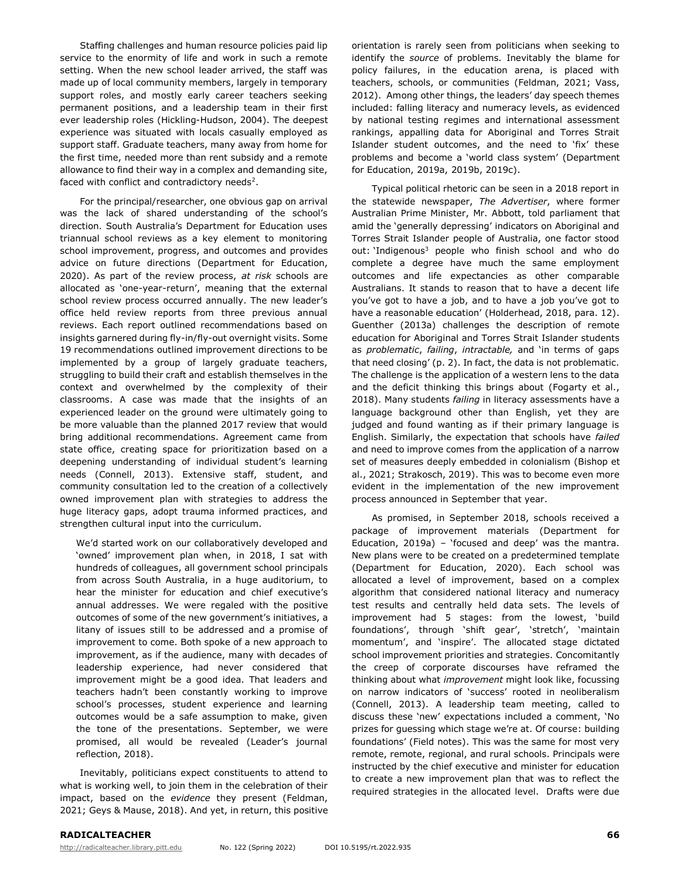Staffing challenges and human resource policies paid lip service to the enormity of life and work in such a remote setting. When the new school leader arrived, the staff was made up of local community members, largely in temporary support roles, and mostly early career teachers seeking permanent positions, and a leadership team in their first ever leadership roles (Hickling-Hudson, 2004). The deepest experience was situated with locals casually employed as support staff. Graduate teachers, many away from home for the first time, needed more than rent subsidy and a remote allowance to find their way in a complex and demanding site, faced with conflict and contradictory needs[2].

For the principal/researcher, one obvious gap on arrival was the lack of shared understanding of the school's direction. South Australia's Department for Education uses triannual school reviews as a key element to monitoring school improvement, progress, and outcomes and provides advice on future directions (Department for Education, 2020). As part of the review process, *at risk* schools are allocated as 'one-year-return', meaning that the external school review process occurred annually. The new leader's office held review reports from three previous annual reviews. Each report outlined recommendations based on insights garnered during fly-in/fly-out overnight visits. Some 19 recommendations outlined improvement directions to be implemented by a group of largely graduate teachers, struggling to build their craft and establish themselves in the context and overwhelmed by the complexity of their classrooms. A case was made that the insights of an experienced leader on the ground were ultimately going to be more valuable than the planned 2017 review that would bring additional recommendations. Agreement came from state office, creating space for prioritization based on a deepening understanding of individual student's learning needs (Connell, 2013). Extensive staff, student, and community consultation led to the creation of a collectively owned improvement plan with strategies to address the huge literacy gaps, adopt trauma informed practices, and strengthen cultural input into the curriculum.

> We'd started work on our collaboratively developed and 'owned' improvement plan when, in 2018, I sat with hundreds of colleagues, all government school principals from across South Australia, in a huge auditorium, to hear the minister for education and chief executive's annual addresses. We were regaled with the positive outcomes of some of the new government's initiatives, a litany of issues still to be addressed and a promise of improvement to come. Both spoke of a new approach to improvement, as if the audience, many with decades of leadership experience, had never considered that improvement might be a good idea. That leaders and teachers hadn't been constantly working to improve school's processes, student experience and learning outcomes would be a safe assumption to make, given the tone of the presentations. September, we were promised, all would be revealed (Leader's journal reflection, 2018).

Inevitably, politicians expect constituents to attend to what is working well, to join them in the celebration of their impact, based on the *evidence* they present (Feldman, 2021; Geys & Mause, 2018). And yet, in return, this positive orientation is rarely seen from politicians when seeking to identify the *source* of problems. Inevitably the blame for policy failures, in the education arena, is placed with teachers, schools, or communities (Feldman, 2021; Vass, 2012). Among other things, the leaders' day speech themes included: falling literacy and numeracy levels, as evidenced by national testing regimes and international assessment rankings, appalling data for Aboriginal and Torres Strait Islander student outcomes, and the need to 'fix' these problems and become a 'world class system' (Department for Education, 2019a, 2019b, 2019c).

Typical political rhetoric can be seen in a 2018 report in the statewide newspaper, *The Advertiser*, where former Australian Prime Minister, Mr. Abbott, told parliament that amid the 'generally depressing' indicators on Aboriginal and Torres Strait Islander people of Australia, one factor stood out: 'Indigenous[3] people who finish school and who do complete a degree have much the same employment outcomes and life expectancies as other comparable Australians. It stands to reason that to have a decent life you've got to have a job, and to have a job you've got to have a reasonable education' (Holderhead, 2018, para. 12). Guenther (2013a) challenges the description of remote education for Aboriginal and Torres Strait Islander students as *problematic*, *failing*, *intractable,* and 'in terms of gaps that need closing' (p. 2). In fact, the data is not problematic. The challenge is the application of a western lens to the data and the deficit thinking this brings about (Fogarty et al., 2018). Many students *failing* in literacy assessments have a language background other than English, yet they are judged and found wanting as if their primary language is English. Similarly, the expectation that schools have *failed* and need to improve comes from the application of a narrow set of measures deeply embedded in colonialism (Bishop et al., 2021; Strakosch, 2019). This was to become even more evident in the implementation of the new improvement process announced in September that year.

As promised, in September 2018, schools received a package of improvement materials (Department for Education, 2019a) – 'focused and deep' was the mantra. New plans were to be created on a predetermined template (Department for Education, 2020). Each school was allocated a level of improvement, based on a complex algorithm that considered national literacy and numeracy test results and centrally held data sets. The levels of improvement had 5 stages: from the lowest, 'build foundations', through 'shift gear', 'stretch', 'maintain momentum', and 'inspire'. The allocated stage dictated school improvement priorities and strategies. Concomitantly the creep of corporate discourses have reframed the thinking about what *improvement* might look like, focussing on narrow indicators of 'success' rooted in neoliberalism (Connell, 2013). A leadership team meeting, called to discuss these 'new' expectations included a comment, 'No prizes for guessing which stage we're at. Of course: building foundations' (Field notes). This was the same for most very remote, remote, regional, and rural schools. Principals were instructed by the chief executive and minister for education to create a new improvement plan that was to reflect the required strategies in the allocated level. Drafts were due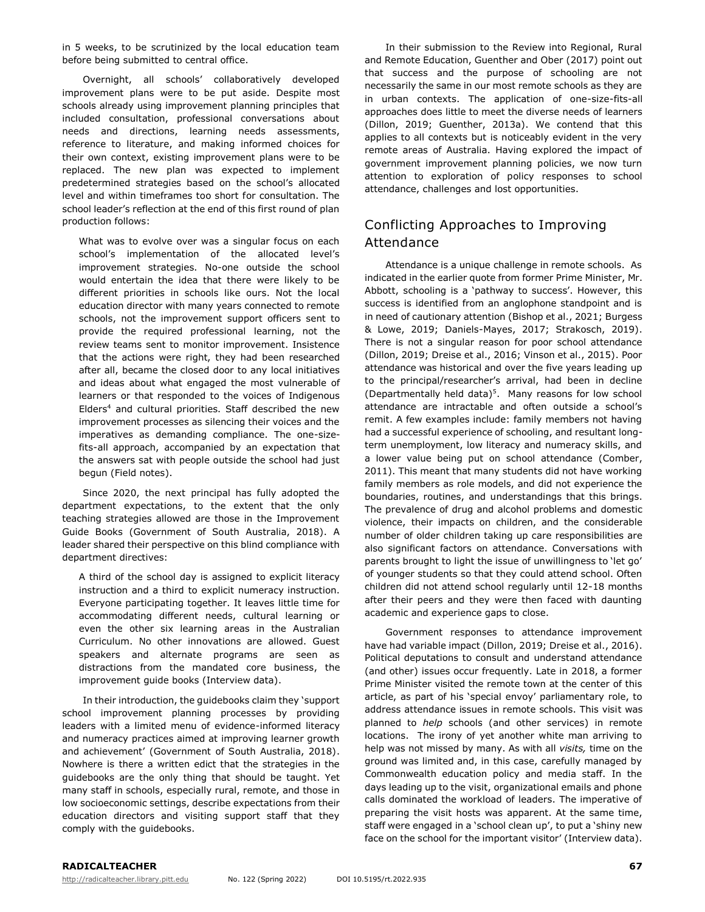in 5 weeks, to be scrutinized by the local education team before being submitted to central office.

Overnight, all schools' collaboratively developed improvement plans were to be put aside. Despite most schools already using improvement planning principles that included consultation, professional conversations about needs and directions, learning needs assessments, reference to literature, and making informed choices for their own context, existing improvement plans were to be replaced. The new plan was expected to implement predetermined strategies based on the school's allocated level and within timeframes too short for consultation. The school leader's reflection at the end of this first round of plan production follows:

> What was to evolve over was a singular focus on each school's implementation of the allocated level's improvement strategies. No-one outside the school would entertain the idea that there were likely to be different priorities in schools like ours. Not the local education director with many years connected to remote schools, not the improvement support officers sent to provide the required professional learning, not the review teams sent to monitor improvement. Insistence that the actions were right, they had been researched after all, became the closed door to any local initiatives and ideas about what engaged the most vulnerable of learners or that responded to the voices of Indigenous Elders[4] and cultural priorities. Staff described the new improvement processes as silencing their voices and the imperatives as demanding compliance. The one-size-fits-all approach, accompanied by an expectation that the answers sat with people outside the school had just begun (Field notes).

Since 2020, the next principal has fully adopted the department expectations, to the extent that the only teaching strategies allowed are those in the Improvement Guide Books (Government of South Australia, 2018). A leader shared their perspective on this blind compliance with department directives:

> A third of the school day is assigned to explicit literacy instruction and a third to explicit numeracy instruction. Everyone participating together. It leaves little time for accommodating different needs, cultural learning or even the other six learning areas in the Australian Curriculum. No other innovations are allowed. Guest speakers and alternate programs are seen as distractions from the mandated core business, the improvement guide books (Interview data).

In their introduction, the guidebooks claim they 'support school improvement planning processes by providing leaders with a limited menu of evidence-informed literacy and numeracy practices aimed at improving learner growth and achievement' (Government of South Australia, 2018). Nowhere is there a written edict that the strategies in the guidebooks are the only thing that should be taught. Yet many staff in schools, especially rural, remote, and those in low socioeconomic settings, describe expectations from their education directors and visiting support staff that they comply with the guidebooks.

In their submission to the Review into Regional, Rural and Remote Education, Guenther and Ober (2017) point out that success and the purpose of schooling are not necessarily the same in our most remote schools as they are in urban contexts. The application of one-size-fits-all approaches does little to meet the diverse needs of learners (Dillon, 2019; Guenther, 2013a). We contend that this applies to all contexts but is noticeably evident in the very remote areas of Australia. Having explored the impact of government improvement planning policies, we now turn attention to exploration of policy responses to school attendance, challenges and lost opportunities.

## Conflicting Approaches to Improving Attendance

Attendance is a unique challenge in remote schools. As indicated in the earlier quote from former Prime Minister, Mr. Abbott, schooling is a 'pathway to success'. However, this success is identified from an anglophone standpoint and is in need of cautionary attention (Bishop et al., 2021; Burgess & Lowe, 2019; Daniels-Mayes, 2017; Strakosch, 2019). There is not a singular reason for poor school attendance (Dillon, 2019; Dreise et al., 2016; Vinson et al., 2015). Poor attendance was historical and over the five years leading up to the principal/researcher's arrival, had been in decline (Departmentally held data)[5]. Many reasons for low school attendance are intractable and often outside a school's remit. A few examples include: family members not having had a successful experience of schooling, and resultant long-term unemployment, low literacy and numeracy skills, and a lower value being put on school attendance (Comber, 2011). This meant that many students did not have working family members as role models, and did not experience the boundaries, routines, and understandings that this brings. The prevalence of drug and alcohol problems and domestic violence, their impacts on children, and the considerable number of older children taking up care responsibilities are also significant factors on attendance. Conversations with parents brought to light the issue of unwillingness to 'let go' of younger students so that they could attend school. Often children did not attend school regularly until 12-18 months after their peers and they were then faced with daunting academic and experience gaps to close.

Government responses to attendance improvement have had variable impact (Dillon, 2019; Dreise et al., 2016). Political deputations to consult and understand attendance (and other) issues occur frequently. Late in 2018, a former Prime Minister visited the remote town at the center of this article, as part of his 'special envoy' parliamentary role, to address attendance issues in remote schools. This visit was planned to *help* schools (and other services) in remote locations. The irony of yet another white man arriving to help was not missed by many. As with all *visits,* time on the ground was limited and, in this case, carefully managed by Commonwealth education policy and media staff. In the days leading up to the visit, organizational emails and phone calls dominated the workload of leaders. The imperative of preparing the visit hosts was apparent. At the same time, staff were engaged in a 'school clean up', to put a 'shiny new face on the school for the important visitor' (Interview data).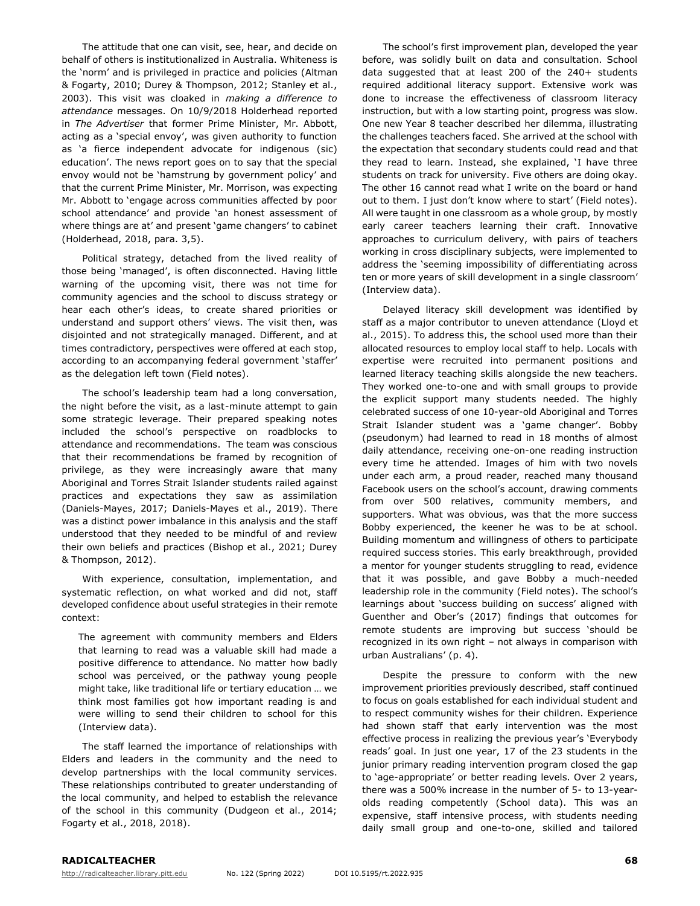The attitude that one can visit, see, hear, and decide on behalf of others is institutionalized in Australia. Whiteness is the 'norm' and is privileged in practice and policies (Altman & Fogarty, 2010; Durey & Thompson, 2012; Stanley et al., 2003). This visit was cloaked in *making a difference to attendance* messages. On 10/9/2018 Holderhead reported in *The Advertiser* that former Prime Minister, Mr. Abbott, acting as a 'special envoy', was given authority to function as 'a fierce independent advocate for indigenous (sic) education'. The news report goes on to say that the special envoy would not be 'hamstrung by government policy' and that the current Prime Minister, Mr. Morrison, was expecting Mr. Abbott to 'engage across communities affected by poor school attendance' and provide 'an honest assessment of where things are at' and present 'game changers' to cabinet (Holderhead, 2018, para. 3,5).

Political strategy, detached from the lived reality of those being 'managed', is often disconnected. Having little warning of the upcoming visit, there was not time for community agencies and the school to discuss strategy or hear each other's ideas, to create shared priorities or understand and support others' views. The visit then, was disjointed and not strategically managed. Different, and at times contradictory, perspectives were offered at each stop, according to an accompanying federal government 'staffer' as the delegation left town (Field notes).

The school's leadership team had a long conversation, the night before the visit, as a last-minute attempt to gain some strategic leverage. Their prepared speaking notes included the school's perspective on roadblocks to attendance and recommendations. The team was conscious that their recommendations be framed by recognition of privilege, as they were increasingly aware that many Aboriginal and Torres Strait Islander students railed against practices and expectations they saw as assimilation (Daniels-Mayes, 2017; Daniels-Mayes et al., 2019). There was a distinct power imbalance in this analysis and the staff understood that they needed to be mindful of and review their own beliefs and practices (Bishop et al., 2021; Durey & Thompson, 2012).

With experience, consultation, implementation, and systematic reflection, on what worked and did not, staff developed confidence about useful strategies in their remote context:

> The agreement with community members and Elders that learning to read was a valuable skill had made a positive difference to attendance. No matter how badly school was perceived, or the pathway young people might take, like traditional life or tertiary education … we think most families got how important reading is and were willing to send their children to school for this (Interview data).

The staff learned the importance of relationships with Elders and leaders in the community and the need to develop partnerships with the local community services. These relationships contributed to greater understanding of the local community, and helped to establish the relevance of the school in this community (Dudgeon et al., 2014; Fogarty et al., 2018, 2018).

The school's first improvement plan, developed the year before, was solidly built on data and consultation. School data suggested that at least 200 of the 240+ students required additional literacy support. Extensive work was done to increase the effectiveness of classroom literacy instruction, but with a low starting point, progress was slow. One new Year 8 teacher described her dilemma, illustrating the challenges teachers faced. She arrived at the school with the expectation that secondary students could read and that they read to learn. Instead, she explained, 'I have three students on track for university. Five others are doing okay. The other 16 cannot read what I write on the board or hand out to them. I just don't know where to start' (Field notes). All were taught in one classroom as a whole group, by mostly early career teachers learning their craft. Innovative approaches to curriculum delivery, with pairs of teachers working in cross disciplinary subjects, were implemented to address the 'seeming impossibility of differentiating across ten or more years of skill development in a single classroom' (Interview data).

Delayed literacy skill development was identified by staff as a major contributor to uneven attendance (Lloyd et al., 2015). To address this, the school used more than their allocated resources to employ local staff to help. Locals with expertise were recruited into permanent positions and learned literacy teaching skills alongside the new teachers. They worked one-to-one and with small groups to provide the explicit support many students needed. The highly celebrated success of one 10-year-old Aboriginal and Torres Strait Islander student was a 'game changer'. Bobby (pseudonym) had learned to read in 18 months of almost daily attendance, receiving one-on-one reading instruction every time he attended. Images of him with two novels under each arm, a proud reader, reached many thousand Facebook users on the school's account, drawing comments from over 500 relatives, community members, and supporters. What was obvious, was that the more success Bobby experienced, the keener he was to be at school. Building momentum and willingness of others to participate required success stories. This early breakthrough, provided a mentor for younger students struggling to read, evidence that it was possible, and gave Bobby a much-needed leadership role in the community (Field notes). The school's learnings about 'success building on success' aligned with Guenther and Ober's (2017) findings that outcomes for remote students are improving but success 'should be recognized in its own right – not always in comparison with urban Australians' (p. 4).

Despite the pressure to conform with the new improvement priorities previously described, staff continued to focus on goals established for each individual student and to respect community wishes for their children. Experience had shown staff that early intervention was the most effective process in realizing the previous year's 'Everybody reads' goal. In just one year, 17 of the 23 students in the junior primary reading intervention program closed the gap to 'age-appropriate' or better reading levels. Over 2 years, there was a 500% increase in the number of 5- to 13-year-olds reading competently (School data). This was an expensive, staff intensive process, with students needing daily small group and one-to-one, skilled and tailored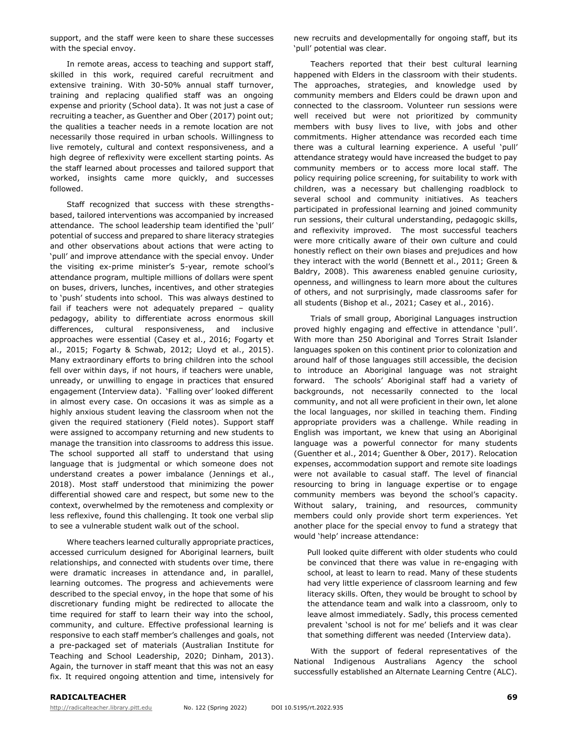support, and the staff were keen to share these successes with the special envoy.

In remote areas, access to teaching and support staff, skilled in this work, required careful recruitment and extensive training. With 30-50% annual staff turnover, training and replacing qualified staff was an ongoing expense and priority (School data). It was not just a case of recruiting a teacher, as Guenther and Ober (2017) point out; the qualities a teacher needs in a remote location are not necessarily those required in urban schools. Willingness to live remotely, cultural and context responsiveness, and a high degree of reflexivity were excellent starting points. As the staff learned about processes and tailored support that worked, insights came more quickly, and successes followed.

Staff recognized that success with these strengths-based, tailored interventions was accompanied by increased attendance. The school leadership team identified the 'pull' potential of success and prepared to share literacy strategies and other observations about actions that were acting to 'pull' and improve attendance with the special envoy. Under the visiting ex-prime minister's 5-year, remote school's attendance program, multiple millions of dollars were spent on buses, drivers, lunches, incentives, and other strategies to 'push' students into school. This was always destined to fail if teachers were not adequately prepared – quality pedagogy, ability to differentiate across enormous skill differences, cultural responsiveness, and inclusive approaches were essential (Casey et al., 2016; Fogarty et al., 2015; Fogarty & Schwab, 2012; Lloyd et al., 2015). Many extraordinary efforts to bring children into the school fell over within days, if not hours, if teachers were unable, unready, or unwilling to engage in practices that ensured engagement (Interview data). 'Falling over' looked different in almost every case. On occasions it was as simple as a highly anxious student leaving the classroom when not the given the required stationery (Field notes). Support staff were assigned to accompany returning and new students to manage the transition into classrooms to address this issue. The school supported all staff to understand that using language that is judgmental or which someone does not understand creates a power imbalance (Jennings et al., 2018). Most staff understood that minimizing the power differential showed care and respect, but some new to the context, overwhelmed by the remoteness and complexity or less reflexive, found this challenging. It took one verbal slip to see a vulnerable student walk out of the school.

Where teachers learned culturally appropriate practices, accessed curriculum designed for Aboriginal learners, built relationships, and connected with students over time, there were dramatic increases in attendance and, in parallel, learning outcomes. The progress and achievements were described to the special envoy, in the hope that some of his discretionary funding might be redirected to allocate the time required for staff to learn their way into the school, community, and culture. Effective professional learning is responsive to each staff member's challenges and goals, not a pre-packaged set of materials (Australian Institute for Teaching and School Leadership, 2020; Dinham, 2013). Again, the turnover in staff meant that this was not an easy fix. It required ongoing attention and time, intensively for new recruits and developmentally for ongoing staff, but its 'pull' potential was clear.

Teachers reported that their best cultural learning happened with Elders in the classroom with their students. The approaches, strategies, and knowledge used by community members and Elders could be drawn upon and connected to the classroom. Volunteer run sessions were well received but were not prioritized by community members with busy lives to live, with jobs and other commitments. Higher attendance was recorded each time there was a cultural learning experience. A useful 'pull' attendance strategy would have increased the budget to pay community members or to access more local staff. The policy requiring police screening, for suitability to work with children, was a necessary but challenging roadblock to several school and community initiatives. As teachers participated in professional learning and joined community run sessions, their cultural understanding, pedagogic skills, and reflexivity improved. The most successful teachers were more critically aware of their own culture and could honestly reflect on their own biases and prejudices and how they interact with the world (Bennett et al., 2011; Green & Baldry, 2008). This awareness enabled genuine curiosity, openness, and willingness to learn more about the cultures of others, and not surprisingly, made classrooms safer for all students (Bishop et al., 2021; Casey et al., 2016).

Trials of small group, Aboriginal Languages instruction proved highly engaging and effective in attendance 'pull'. With more than 250 Aboriginal and Torres Strait Islander languages spoken on this continent prior to colonization and around half of those languages still accessible, the decision to introduce an Aboriginal language was not straight forward. The schools' Aboriginal staff had a variety of backgrounds, not necessarily connected to the local community, and not all were proficient in their own, let alone the local languages, nor skilled in teaching them. Finding appropriate providers was a challenge. While reading in English was important, we knew that using an Aboriginal language was a powerful connector for many students (Guenther et al., 2014; Guenther & Ober, 2017). Relocation expenses, accommodation support and remote site loadings were not available to casual staff. The level of financial resourcing to bring in language expertise or to engage community members was beyond the school's capacity. Without salary, training, and resources, community members could only provide short term experiences. Yet another place for the special envoy to fund a strategy that would 'help' increase attendance:

> Pull looked quite different with older students who could be convinced that there was value in re-engaging with school, at least to learn to read. Many of these students had very little experience of classroom learning and few literacy skills. Often, they would be brought to school by the attendance team and walk into a classroom, only to leave almost immediately. Sadly, this process cemented prevalent 'school is not for me' beliefs and it was clear that something different was needed (Interview data).

With the support of federal representatives of the National Indigenous Australians Agency the school successfully established an Alternate Learning Centre (ALC).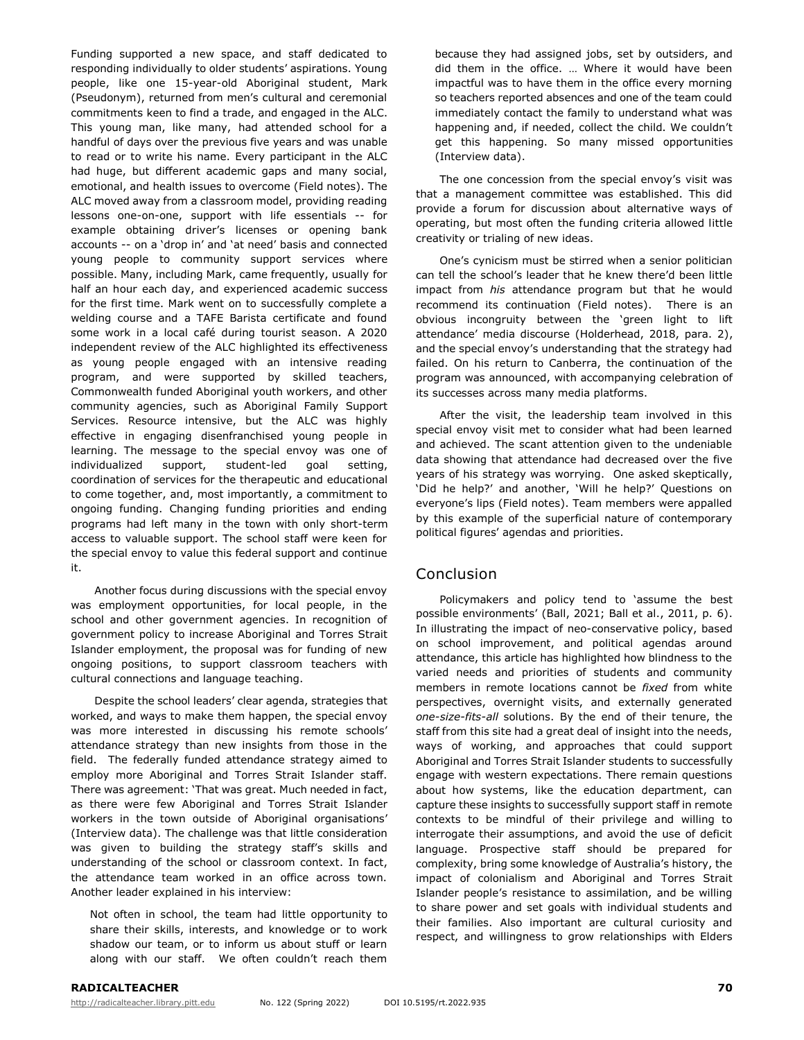Funding supported a new space, and staff dedicated to responding individually to older students' aspirations. Young people, like one 15-year-old Aboriginal student, Mark (Pseudonym), returned from men's cultural and ceremonial commitments keen to find a trade, and engaged in the ALC. This young man, like many, had attended school for a handful of days over the previous five years and was unable to read or to write his name. Every participant in the ALC had huge, but different academic gaps and many social, emotional, and health issues to overcome (Field notes). The ALC moved away from a classroom model, providing reading lessons one-on-one, support with life essentials -- for example obtaining driver's licenses or opening bank accounts -- on a 'drop in' and 'at need' basis and connected young people to community support services where possible. Many, including Mark, came frequently, usually for half an hour each day, and experienced academic success for the first time. Mark went on to successfully complete a welding course and a TAFE Barista certificate and found some work in a local café during tourist season. A 2020 independent review of the ALC highlighted its effectiveness as young people engaged with an intensive reading program, and were supported by skilled teachers, Commonwealth funded Aboriginal youth workers, and other community agencies, such as Aboriginal Family Support Services. Resource intensive, but the ALC was highly effective in engaging disenfranchised young people in learning. The message to the special envoy was one of individualized support, student-led goal setting, coordination of services for the therapeutic and educational to come together, and, most importantly, a commitment to ongoing funding. Changing funding priorities and ending programs had left many in the town with only short-term access to valuable support. The school staff were keen for the special envoy to value this federal support and continue it.

Another focus during discussions with the special envoy was employment opportunities, for local people, in the school and other government agencies. In recognition of government policy to increase Aboriginal and Torres Strait Islander employment, the proposal was for funding of new ongoing positions, to support classroom teachers with cultural connections and language teaching.

Despite the school leaders' clear agenda, strategies that worked, and ways to make them happen, the special envoy was more interested in discussing his remote schools' attendance strategy than new insights from those in the field. The federally funded attendance strategy aimed to employ more Aboriginal and Torres Strait Islander staff. There was agreement: 'That was great. Much needed in fact, as there were few Aboriginal and Torres Strait Islander workers in the town outside of Aboriginal organisations' (Interview data). The challenge was that little consideration was given to building the strategy staff's skills and understanding of the school or classroom context. In fact, the attendance team worked in an office across town. Another leader explained in his interview:

> Not often in school, the team had little opportunity to share their skills, interests, and knowledge or to work shadow our team, or to inform us about stuff or learn along with our staff. We often couldn't reach them because they had assigned jobs, set by outsiders, and did them in the office. … Where it would have been impactful was to have them in the office every morning so teachers reported absences and one of the team could immediately contact the family to understand what was happening and, if needed, collect the child. We couldn't get this happening. So many missed opportunities (Interview data).

The one concession from the special envoy's visit was that a management committee was established. This did provide a forum for discussion about alternative ways of operating, but most often the funding criteria allowed little creativity or trialing of new ideas.

One's cynicism must be stirred when a senior politician can tell the school's leader that he knew there'd been little impact from *his* attendance program but that he would recommend its continuation (Field notes). There is an obvious incongruity between the 'green light to lift attendance' media discourse (Holderhead, 2018, para. 2), and the special envoy's understanding that the strategy had failed. On his return to Canberra, the continuation of the program was announced, with accompanying celebration of its successes across many media platforms.

After the visit, the leadership team involved in this special envoy visit met to consider what had been learned and achieved. The scant attention given to the undeniable data showing that attendance had decreased over the five years of his strategy was worrying. One asked skeptically, 'Did he help?' and another, 'Will he help?' Questions on everyone's lips (Field notes). Team members were appalled by this example of the superficial nature of contemporary political figures' agendas and priorities.

## Conclusion

Policymakers and policy tend to 'assume the best possible environments' (Ball, 2021; Ball et al., 2011, p. 6). In illustrating the impact of neo-conservative policy, based on school improvement, and political agendas around attendance, this article has highlighted how blindness to the varied needs and priorities of students and community members in remote locations cannot be *fixed* from white perspectives, overnight visits, and externally generated *one-size-fits-all* solutions. By the end of their tenure, the staff from this site had a great deal of insight into the needs, ways of working, and approaches that could support Aboriginal and Torres Strait Islander students to successfully engage with western expectations. There remain questions about how systems, like the education department, can capture these insights to successfully support staff in remote contexts to be mindful of their privilege and willing to interrogate their assumptions, and avoid the use of deficit language. Prospective staff should be prepared for complexity, bring some knowledge of Australia's history, the impact of colonialism and Aboriginal and Torres Strait Islander people's resistance to assimilation, and be willing to share power and set goals with individual students and their families. Also important are cultural curiosity and respect, and willingness to grow relationships with Elders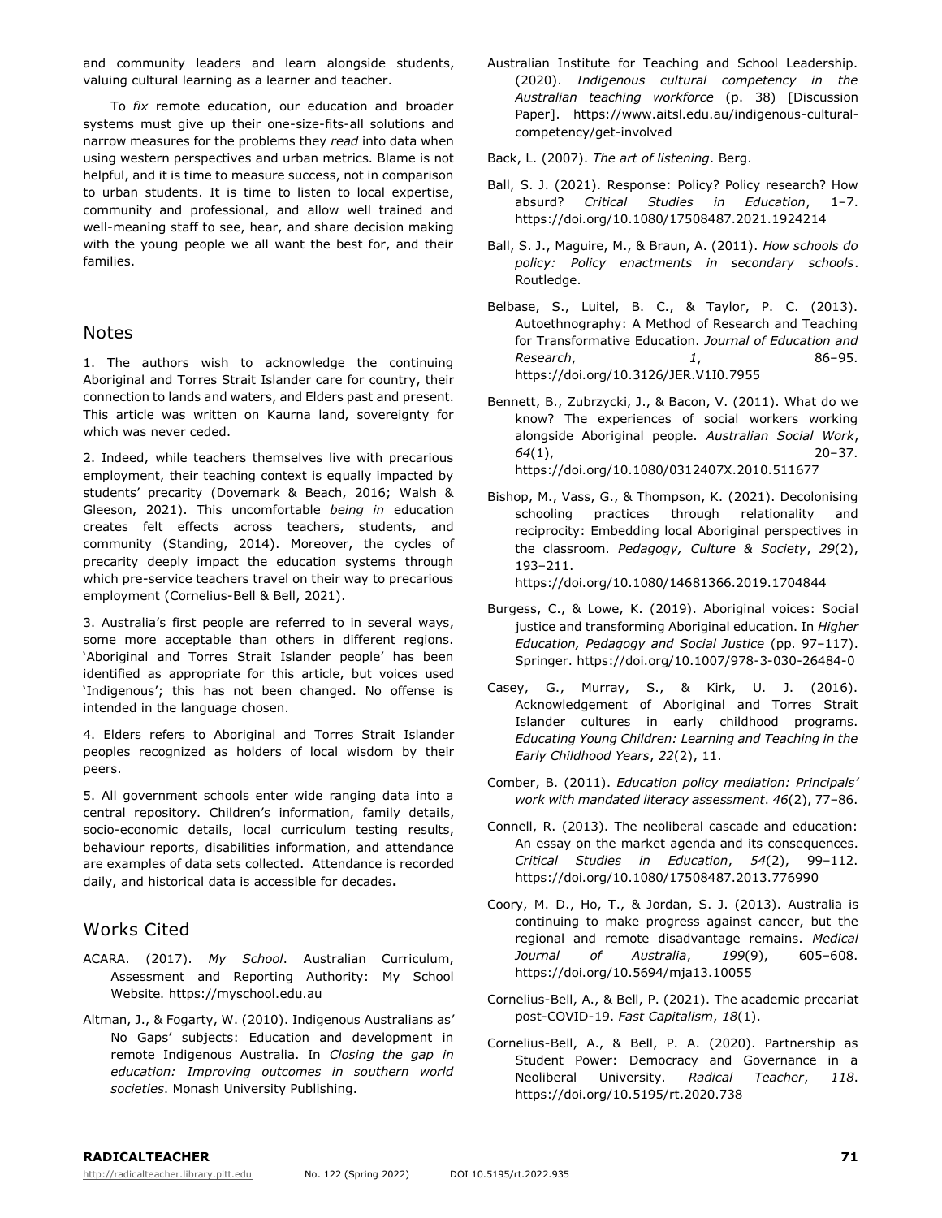and community leaders and learn alongside students, valuing cultural learning as a learner and teacher.

To *fix* remote education, our education and broader systems must give up their one-size-fits-all solutions and narrow measures for the problems they *read* into data when using western perspectives and urban metrics. Blame is not helpful, and it is time to measure success, not in comparison to urban students. It is time to listen to local expertise, community and professional, and allow well trained and well-meaning staff to see, hear, and share decision making with the young people we all want the best for, and their families.

## Notes

1. The authors wish to acknowledge the continuing Aboriginal and Torres Strait Islander care for country, their connection to lands and waters, and Elders past and present. This article was written on Kaurna land, sovereignty for which was never ceded.

2. Indeed, while teachers themselves live with precarious employment, their teaching context is equally impacted by students' precarity (Dovemark & Beach, 2016; Walsh & Gleeson, 2021). This uncomfortable *being in* education creates felt effects across teachers, students, and community (Standing, 2014). Moreover, the cycles of precarity deeply impact the education systems through which pre-service teachers travel on their way to precarious employment (Cornelius-Bell & Bell, 2021).

3. Australia's first people are referred to in several ways, some more acceptable than others in different regions. 'Aboriginal and Torres Strait Islander people' has been identified as appropriate for this article, but voices used 'Indigenous'; this has not been changed. No offense is intended in the language chosen.

4. Elders refers to Aboriginal and Torres Strait Islander peoples recognized as holders of local wisdom by their peers.

5. All government schools enter wide ranging data into a central repository. Children's information, family details, socio-economic details, local curriculum testing results, behaviour reports, disabilities information, and attendance are examples of data sets collected. Attendance is recorded daily, and historical data is accessible for decades**.**

## Works Cited

ACARA. (2017). *My School*. Australian Curriculum, Assessment and Reporting Authority: My School Website. https://myschool.edu.au

Altman, J., & Fogarty, W. (2010). Indigenous Australians as' No Gaps' subjects: Education and development in remote Indigenous Australia. In *Closing the gap in education: Improving outcomes in southern world societies*. Monash University Publishing.

Australian Institute for Teaching and School Leadership. (2020). *Indigenous cultural competency in the Australian teaching workforce* (p. 38) [Discussion Paper]. https://www.aitsl.edu.au/indigenous-cultural-competency/get-involved

Back, L. (2007). *The art of listening*. Berg.

Ball, S. J. (2021). Response: Policy? Policy research? How absurd? *Critical Studies in Education*, 1–7. https://doi.org/10.1080/17508487.2021.1924214

Ball, S. J., Maguire, M., & Braun, A. (2011). *How schools do policy: Policy enactments in secondary schools*. Routledge.

Belbase, S., Luitel, B. C., & Taylor, P. C. (2013). Autoethnography: A Method of Research and Teaching for Transformative Education. *Journal of Education and Research*, *1*, 86–95. https://doi.org/10.3126/JER.V1I0.7955

Bennett, B., Zubrzycki, J., & Bacon, V. (2011). What do we know? The experiences of social workers working alongside Aboriginal people. *Australian Social Work*, *64*(1), 20–37. https://doi.org/10.1080/0312407X.2010.511677

Bishop, M., Vass, G., & Thompson, K. (2021). Decolonising schooling practices through relationality and reciprocity: Embedding local Aboriginal perspectives in the classroom. *Pedagogy, Culture & Society*, *29*(2), 193–211. https://doi.org/10.1080/14681366.2019.1704844

Burgess, C., & Lowe, K. (2019). Aboriginal voices: Social justice and transforming Aboriginal education. In *Higher Education, Pedagogy and Social Justice* (pp. 97–117). Springer. https://doi.org/10.1007/978-3-030-26484-0

Casey, G., Murray, S., & Kirk, U. J. (2016). Acknowledgement of Aboriginal and Torres Strait Islander cultures in early childhood programs. *Educating Young Children: Learning and Teaching in the Early Childhood Years*, *22*(2), 11.

Comber, B. (2011). *Education policy mediation: Principals' work with mandated literacy assessment*. *46*(2), 77–86.

Connell, R. (2013). The neoliberal cascade and education: An essay on the market agenda and its consequences. *Critical Studies in Education*, *54*(2), 99–112. https://doi.org/10.1080/17508487.2013.776990

Coory, M. D., Ho, T., & Jordan, S. J. (2013). Australia is continuing to make progress against cancer, but the regional and remote disadvantage remains. *Medical Journal of Australia*, *199*(9), 605–608. https://doi.org/10.5694/mja13.10055

Cornelius-Bell, A., & Bell, P. (2021). The academic precariat post-COVID-19. *Fast Capitalism*, *18*(1).

Cornelius-Bell, A., & Bell, P. A. (2020). Partnership as Student Power: Democracy and Governance in a Neoliberal University. *Radical Teacher*, *118*. https://doi.org/10.5195/rt.2020.738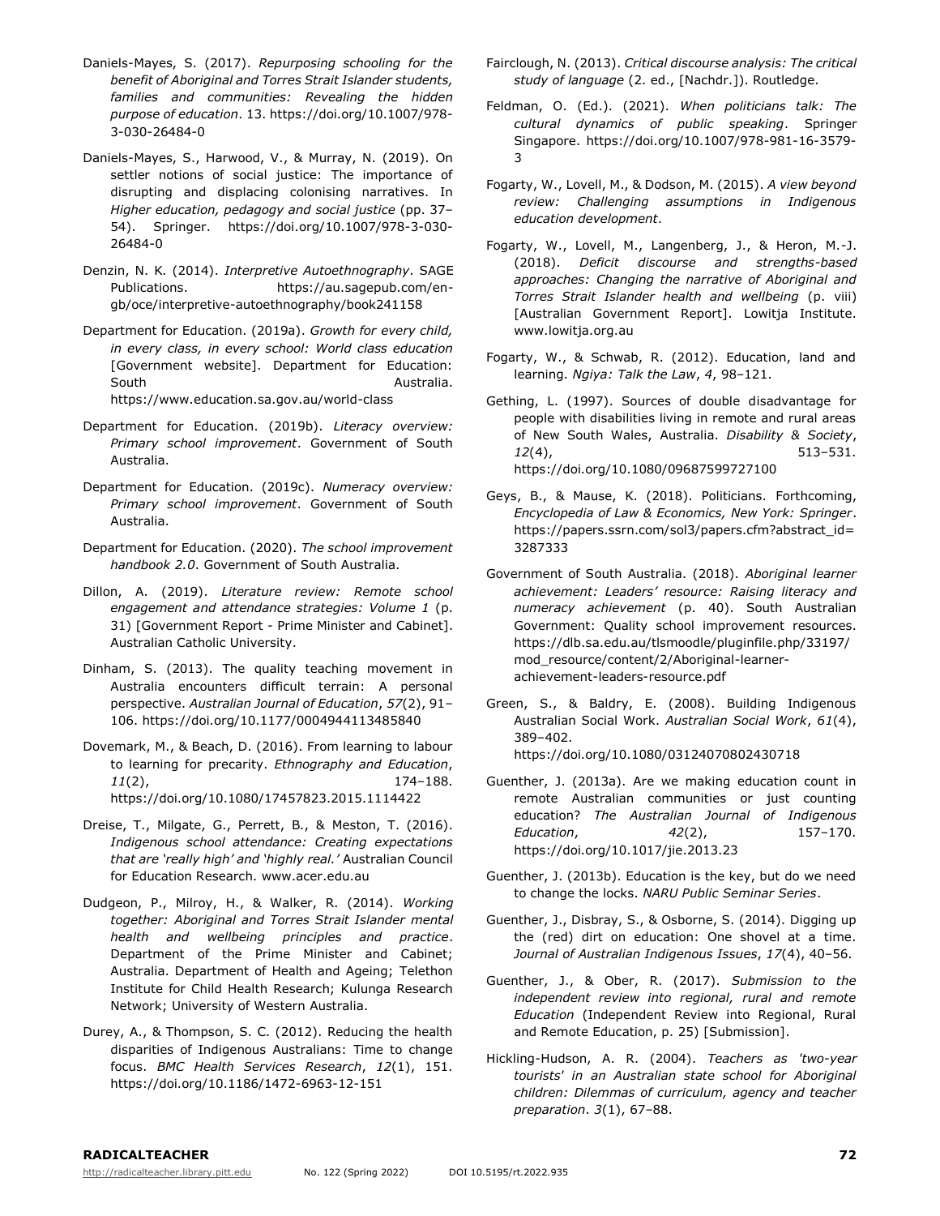Daniels-Mayes, S. (2017). *Repurposing schooling for the benefit of Aboriginal and Torres Strait Islander students, families and communities: Revealing the hidden purpose of education*. 13. https://doi.org/10.1007/978-3-030-26484-0

Daniels-Mayes, S., Harwood, V., & Murray, N. (2019). On settler notions of social justice: The importance of disrupting and displacing colonising narratives. In *Higher education, pedagogy and social justice* (pp. 37–54). Springer. https://doi.org/10.1007/978-3-030-26484-0

Denzin, N. K. (2014). *Interpretive Autoethnography*. SAGE Publications. https://au.sagepub.com/en-gb/oce/interpretive-autoethnography/book241158

Department for Education. (2019a). *Growth for every child, in every class, in every school: World class education* [Government website]. Department for Education: South Australia. https://www.education.sa.gov.au/world-class

Department for Education. (2019b). *Literacy overview: Primary school improvement*. Government of South Australia.

Department for Education. (2019c). *Numeracy overview: Primary school improvement*. Government of South Australia.

Department for Education. (2020). *The school improvement handbook 2.0*. Government of South Australia.

Dillon, A. (2019). *Literature review: Remote school engagement and attendance strategies: Volume 1* (p. 31) [Government Report - Prime Minister and Cabinet]. Australian Catholic University.

Dinham, S. (2013). The quality teaching movement in Australia encounters difficult terrain: A personal perspective. *Australian Journal of Education*, *57*(2), 91–106. https://doi.org/10.1177/0004944113485840

Dovemark, M., & Beach, D. (2016). From learning to labour to learning for precarity. *Ethnography and Education*, *11*(2), 174–188. https://doi.org/10.1080/17457823.2015.1114422

Dreise, T., Milgate, G., Perrett, B., & Meston, T. (2016). *Indigenous school attendance: Creating expectations that are 'really high' and 'highly real.'* Australian Council for Education Research. www.acer.edu.au

Dudgeon, P., Milroy, H., & Walker, R. (2014). *Working together: Aboriginal and Torres Strait Islander mental health and wellbeing principles and practice*. Department of the Prime Minister and Cabinet; Australia. Department of Health and Ageing; Telethon Institute for Child Health Research; Kulunga Research Network; University of Western Australia.

Durey, A., & Thompson, S. C. (2012). Reducing the health disparities of Indigenous Australians: Time to change focus. *BMC Health Services Research*, *12*(1), 151. https://doi.org/10.1186/1472-6963-12-151

Fairclough, N. (2013). *Critical discourse analysis: The critical study of language* (2. ed., [Nachdr.]). Routledge.

Feldman, O. (Ed.). (2021). *When politicians talk: The cultural dynamics of public speaking*. Springer Singapore. https://doi.org/10.1007/978-981-16-3579-3

Fogarty, W., Lovell, M., & Dodson, M. (2015). *A view beyond review: Challenging assumptions in Indigenous education development*.

Fogarty, W., Lovell, M., Langenberg, J., & Heron, M.-J. (2018). *Deficit discourse and strengths-based approaches: Changing the narrative of Aboriginal and Torres Strait Islander health and wellbeing* (p. viii) [Australian Government Report]. Lowitja Institute. www.lowitja.org.au

Fogarty, W., & Schwab, R. (2012). Education, land and learning. *Ngiya: Talk the Law*, *4*, 98–121.

Gething, L. (1997). Sources of double disadvantage for people with disabilities living in remote and rural areas of New South Wales, Australia. *Disability & Society*, *12*(4), 513–531. https://doi.org/10.1080/09687599727100

Geys, B., & Mause, K. (2018). Politicians. Forthcoming, *Encyclopedia of Law & Economics, New York: Springer*. https://papers.ssrn.com/sol3/papers.cfm?abstract_id=3287333

Government of South Australia. (2018). *Aboriginal learner achievement: Leaders' resource: Raising literacy and numeracy achievement* (p. 40). South Australian Government: Quality school improvement resources. https://dlb.sa.edu.au/tlsmoodle/pluginfile.php/33197/mod_resource/content/2/Aboriginal-learner-achievement-leaders-resource.pdf

Green, S., & Baldry, E. (2008). Building Indigenous Australian Social Work. *Australian Social Work*, *61*(4), 389–402. https://doi.org/10.1080/03124070802430718

Guenther, J. (2013a). Are we making education count in remote Australian communities or just counting education? *The Australian Journal of Indigenous Education*, *42*(2), 157–170. https://doi.org/10.1017/jie.2013.23

Guenther, J. (2013b). Education is the key, but do we need to change the locks. *NARU Public Seminar Series*.

Guenther, J., Disbray, S., & Osborne, S. (2014). Digging up the (red) dirt on education: One shovel at a time. *Journal of Australian Indigenous Issues*, *17*(4), 40–56.

Guenther, J., & Ober, R. (2017). *Submission to the independent review into regional, rural and remote Education* (Independent Review into Regional, Rural and Remote Education, p. 25) [Submission].

Hickling-Hudson, A. R. (2004). *Teachers as 'two-year tourists' in an Australian state school for Aboriginal children: Dilemmas of curriculum, agency and teacher preparation*. *3*(1), 67–88.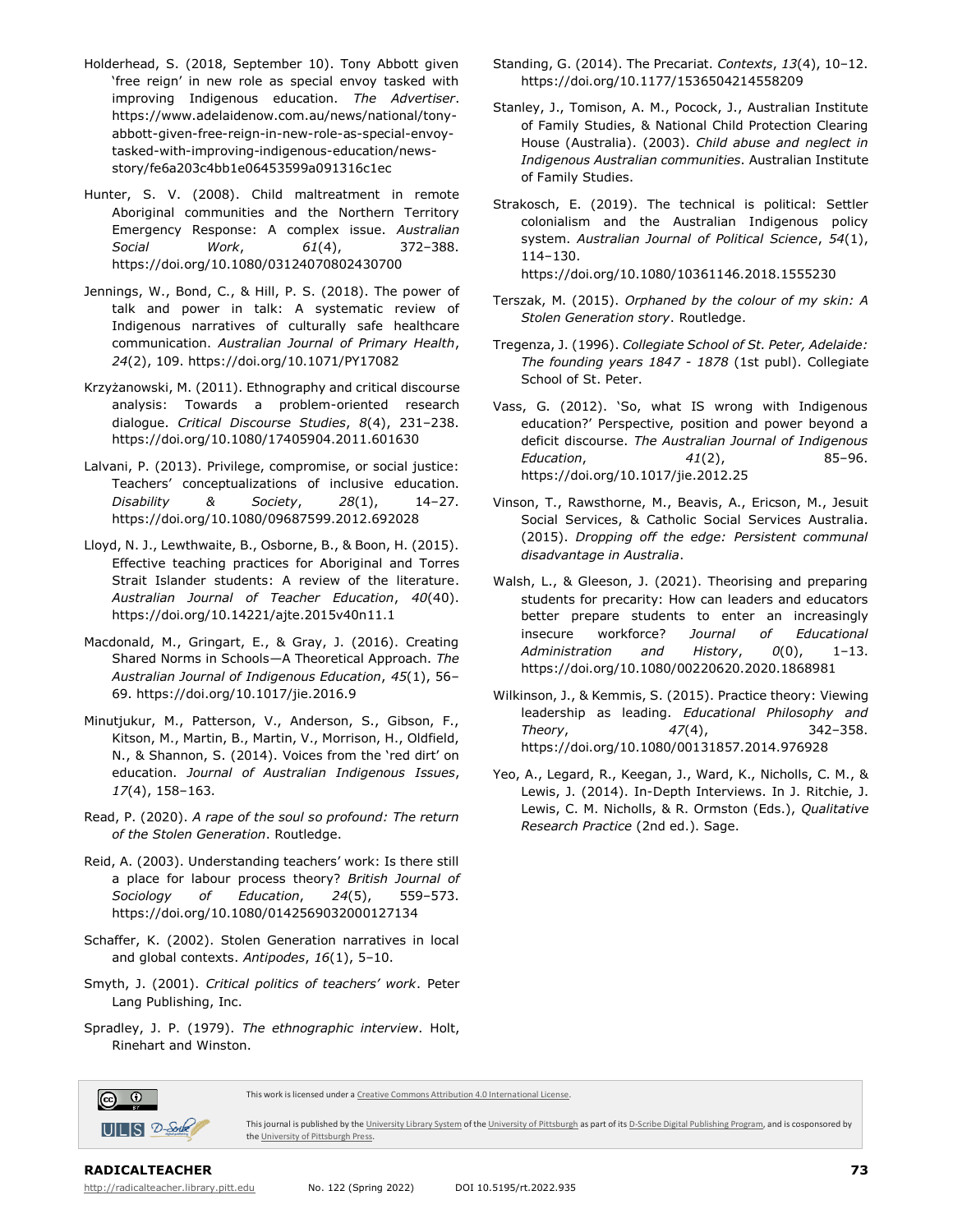Holderhead, S. (2018, September 10). Tony Abbott given 'free reign' in new role as special envoy tasked with improving Indigenous education. *The Advertiser*. https://www.adelaidenow.com.au/news/national/tony-abbott-given-free-reign-in-new-role-as-special-envoy-tasked-with-improving-indigenous-education/news-story/fe6a203c4bb1e06453599a091316c1ec

Hunter, S. V. (2008). Child maltreatment in remote Aboriginal communities and the Northern Territory Emergency Response: A complex issue. *Australian Social Work*, *61*(4), 372–388. https://doi.org/10.1080/03124070802430700

Jennings, W., Bond, C., & Hill, P. S. (2018). The power of talk and power in talk: A systematic review of Indigenous narratives of culturally safe healthcare communication. *Australian Journal of Primary Health*, *24*(2), 109. https://doi.org/10.1071/PY17082

Krzyżanowski, M. (2011). Ethnography and critical discourse analysis: Towards a problem-oriented research dialogue. *Critical Discourse Studies*, *8*(4), 231–238. https://doi.org/10.1080/17405904.2011.601630

Lalvani, P. (2013). Privilege, compromise, or social justice: Teachers' conceptualizations of inclusive education. *Disability & Society*, *28*(1), 14–27. https://doi.org/10.1080/09687599.2012.692028

Lloyd, N. J., Lewthwaite, B., Osborne, B., & Boon, H. (2015). Effective teaching practices for Aboriginal and Torres Strait Islander students: A review of the literature. *Australian Journal of Teacher Education*, *40*(40). https://doi.org/10.14221/ajte.2015v40n11.1

Macdonald, M., Gringart, E., & Gray, J. (2016). Creating Shared Norms in Schools—A Theoretical Approach. *The Australian Journal of Indigenous Education*, *45*(1), 56–69. https://doi.org/10.1017/jie.2016.9

Minutjukur, M., Patterson, V., Anderson, S., Gibson, F., Kitson, M., Martin, B., Martin, V., Morrison, H., Oldfield, N., & Shannon, S. (2014). Voices from the 'red dirt' on education. *Journal of Australian Indigenous Issues*, *17*(4), 158–163.

Read, P. (2020). *A rape of the soul so profound: The return of the Stolen Generation*. Routledge.

Reid, A. (2003). Understanding teachers' work: Is there still a place for labour process theory? *British Journal of Sociology of Education*, *24*(5), 559–573. https://doi.org/10.1080/0142569032000127134

Schaffer, K. (2002). Stolen Generation narratives in local and global contexts. *Antipodes*, *16*(1), 5–10.

Smyth, J. (2001). *Critical politics of teachers' work*. Peter Lang Publishing, Inc.

Spradley, J. P. (1979). *The ethnographic interview*. Holt, Rinehart and Winston.

Standing, G. (2014). The Precariat. *Contexts*, *13*(4), 10–12. https://doi.org/10.1177/1536504214558209

Stanley, J., Tomison, A. M., Pocock, J., Australian Institute of Family Studies, & National Child Protection Clearing House (Australia). (2003). *Child abuse and neglect in Indigenous Australian communities*. Australian Institute of Family Studies.

Strakosch, E. (2019). The technical is political: Settler colonialism and the Australian Indigenous policy system. *Australian Journal of Political Science*, *54*(1), 114–130. https://doi.org/10.1080/10361146.2018.1555230

Terszak, M. (2015). *Orphaned by the colour of my skin: A Stolen Generation story*. Routledge.

Tregenza, J. (1996). *Collegiate School of St. Peter, Adelaide: The founding years 1847 - 1878* (1st publ). Collegiate School of St. Peter.

Vass, G. (2012). 'So, what IS wrong with Indigenous education?' Perspective, position and power beyond a deficit discourse. *The Australian Journal of Indigenous Education*, *41*(2), 85–96. https://doi.org/10.1017/jie.2012.25

Vinson, T., Rawsthorne, M., Beavis, A., Ericson, M., Jesuit Social Services, & Catholic Social Services Australia. (2015). *Dropping off the edge: Persistent communal disadvantage in Australia*.

Walsh, L., & Gleeson, J. (2021). Theorising and preparing students for precarity: How can leaders and educators better prepare students to enter an increasingly insecure workforce? *Journal of Educational Administration and History*, *0*(0), 1–13. https://doi.org/10.1080/00220620.2020.1868981

Wilkinson, J., & Kemmis, S. (2015). Practice theory: Viewing leadership as leading. *Educational Philosophy and Theory*, *47*(4), 342–358. https://doi.org/10.1080/00131857.2014.976928

Yeo, A., Legard, R., Keegan, J., Ward, K., Nicholls, C. M., & Lewis, J. (2014). In-Depth Interviews. In J. Ritchie, J. Lewis, C. M. Nicholls, & R. Ormston (Eds.), *Qualitative Research Practice* (2nd ed.). Sage.

This work is licensed under a Creative Commons Attribution 4.0 International License.

This journal is published by the University Library System of the University of Pittsburgh as part of its D-Scribe Digital Publishing Program, and is cosponsored by the University of Pittsburgh Press.